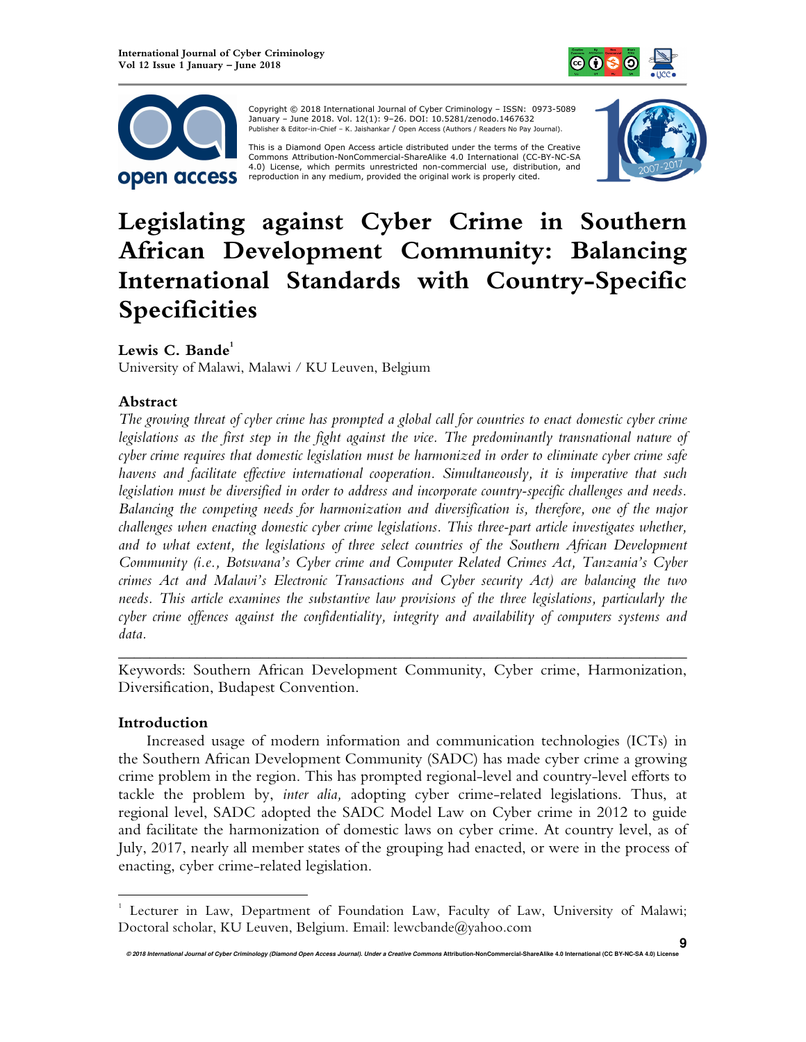Copyright © 2018 International Journal of Cyber Criminology – ISSN: 0973-5089 January – June 2018. Vol. 12(1): 9–26. DOI: 10.5281/zenodo.1467632
Publisher & Editor-in-Chief – K. Jaishankar / Open Access (Authors / Readers No Pay Journal).

This is a Diamond Open Access article distributed under the terms of the Creative Commons Attribution-NonCommercial-ShareAlike 4.0 International (CC-BY-NC-SA 4.0) License, which permits unrestricted non-commercial use, distribution, and reproduction in any medium, provided the original work is properly cited.

# Legislating against Cyber Crime in Southern African Development Community: Balancing International Standards with Country-Specific Specificities

**Lewis C. Bande**[1]
University of Malawi, Malawi / KU Leuven, Belgium

## Abstract

*The growing threat of cyber crime has prompted a global call for countries to enact domestic cyber crime legislations as the first step in the fight against the vice. The predominantly transnational nature of cyber crime requires that domestic legislation must be harmonized in order to eliminate cyber crime safe havens and facilitate effective international cooperation. Simultaneously, it is imperative that such legislation must be diversified in order to address and incorporate country-specific challenges and needs. Balancing the competing needs for harmonization and diversification is, therefore, one of the major challenges when enacting domestic cyber crime legislations. This three-part article investigates whether, and to what extent, the legislations of three select countries of the Southern African Development Community (i.e., Botswana's Cyber crime and Computer Related Crimes Act, Tanzania's Cyber crimes Act and Malawi's Electronic Transactions and Cyber security Act) are balancing the two needs. This article examines the substantive law provisions of the three legislations, particularly the cyber crime offences against the confidentiality, integrity and availability of computers systems and data.*

---

Keywords: Southern African Development Community, Cyber crime, Harmonization, Diversification, Budapest Convention.

## Introduction

Increased usage of modern information and communication technologies (ICTs) in the Southern African Development Community (SADC) has made cyber crime a growing crime problem in the region. This has prompted regional-level and country-level efforts to tackle the problem by, *inter alia,* adopting cyber crime-related legislations. Thus, at regional level, SADC adopted the SADC Model Law on Cyber crime in 2012 to guide and facilitate the harmonization of domestic laws on cyber crime. At country level, as of July, 2017, nearly all member states of the grouping had enacted, or were in the process of enacting, cyber crime-related legislation.

---

[1] Lecturer in Law, Department of Foundation Law, Faculty of Law, University of Malawi; Doctoral scholar, KU Leuven, Belgium. Email: lewcbande@yahoo.com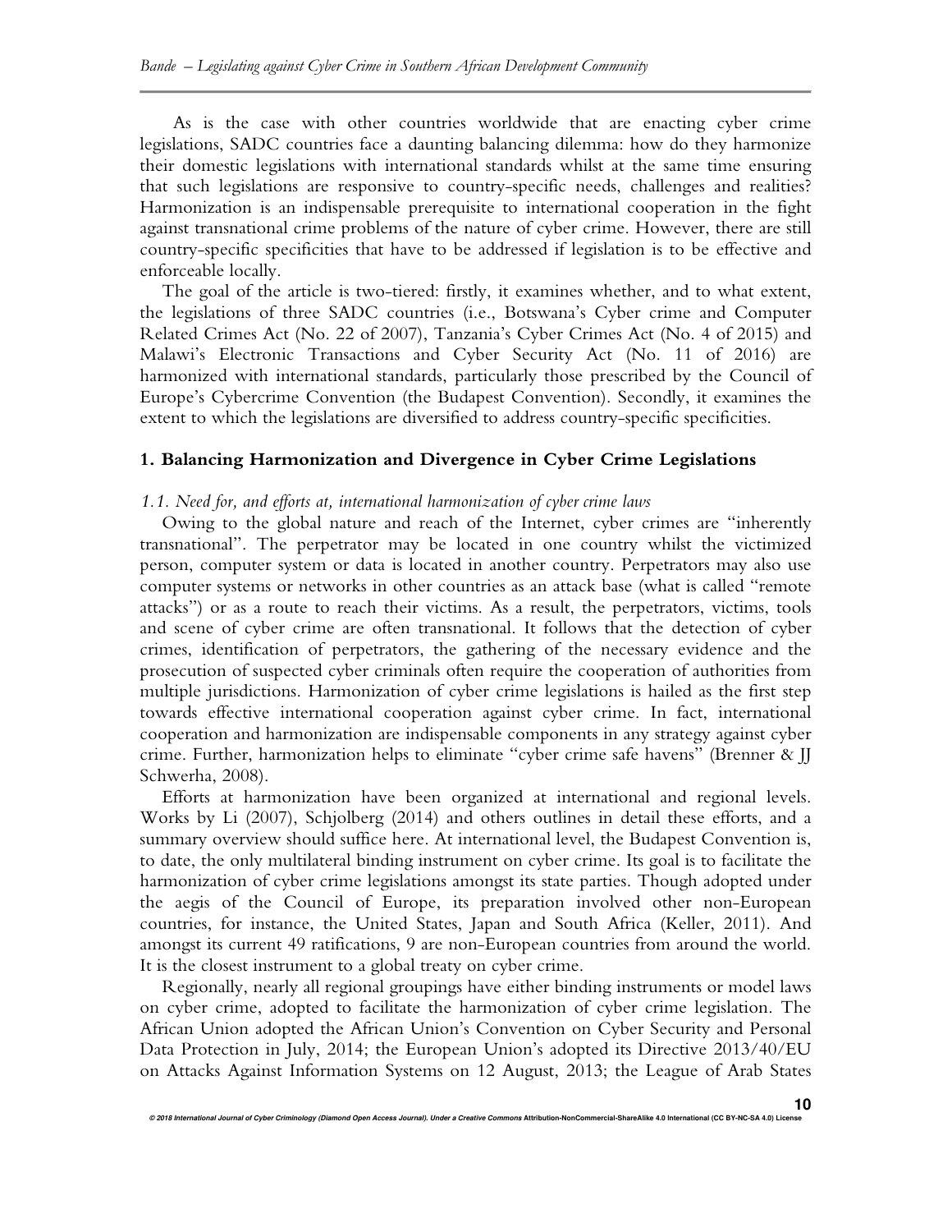As is the case with other countries worldwide that are enacting cyber crime legislations, SADC countries face a daunting balancing dilemma: how do they harmonize their domestic legislations with international standards whilst at the same time ensuring that such legislations are responsive to country-specific needs, challenges and realities? Harmonization is an indispensable prerequisite to international cooperation in the fight against transnational crime problems of the nature of cyber crime. However, there are still country-specific specificities that have to be addressed if legislation is to be effective and enforceable locally.

The goal of the article is two-tiered: firstly, it examines whether, and to what extent, the legislations of three SADC countries (i.e., Botswana's Cyber crime and Computer Related Crimes Act (No. 22 of 2007), Tanzania's Cyber Crimes Act (No. 4 of 2015) and Malawi's Electronic Transactions and Cyber Security Act (No. 11 of 2016) are harmonized with international standards, particularly those prescribed by the Council of Europe's Cybercrime Convention (the Budapest Convention). Secondly, it examines the extent to which the legislations are diversified to address country-specific specificities.

## 1. Balancing Harmonization and Divergence in Cyber Crime Legislations

### *1.1. Need for, and efforts at, international harmonization of cyber crime laws*

Owing to the global nature and reach of the Internet, cyber crimes are "inherently transnational". The perpetrator may be located in one country whilst the victimized person, computer system or data is located in another country. Perpetrators may also use computer systems or networks in other countries as an attack base (what is called "remote attacks") or as a route to reach their victims. As a result, the perpetrators, victims, tools and scene of cyber crime are often transnational. It follows that the detection of cyber crimes, identification of perpetrators, the gathering of the necessary evidence and the prosecution of suspected cyber criminals often require the cooperation of authorities from multiple jurisdictions. Harmonization of cyber crime legislations is hailed as the first step towards effective international cooperation against cyber crime. In fact, international cooperation and harmonization are indispensable components in any strategy against cyber crime. Further, harmonization helps to eliminate "cyber crime safe havens" (Brenner & JJ Schwerha, 2008).

Efforts at harmonization have been organized at international and regional levels. Works by Li (2007), Schjolberg (2014) and others outlines in detail these efforts, and a summary overview should suffice here. At international level, the Budapest Convention is, to date, the only multilateral binding instrument on cyber crime. Its goal is to facilitate the harmonization of cyber crime legislations amongst its state parties. Though adopted under the aegis of the Council of Europe, its preparation involved other non-European countries, for instance, the United States, Japan and South Africa (Keller, 2011). And amongst its current 49 ratifications, 9 are non-European countries from around the world. It is the closest instrument to a global treaty on cyber crime.

Regionally, nearly all regional groupings have either binding instruments or model laws on cyber crime, adopted to facilitate the harmonization of cyber crime legislation. The African Union adopted the African Union's Convention on Cyber Security and Personal Data Protection in July, 2014; the European Union's adopted its Directive 2013/40/EU on Attacks Against Information Systems on 12 August, 2013; the League of Arab States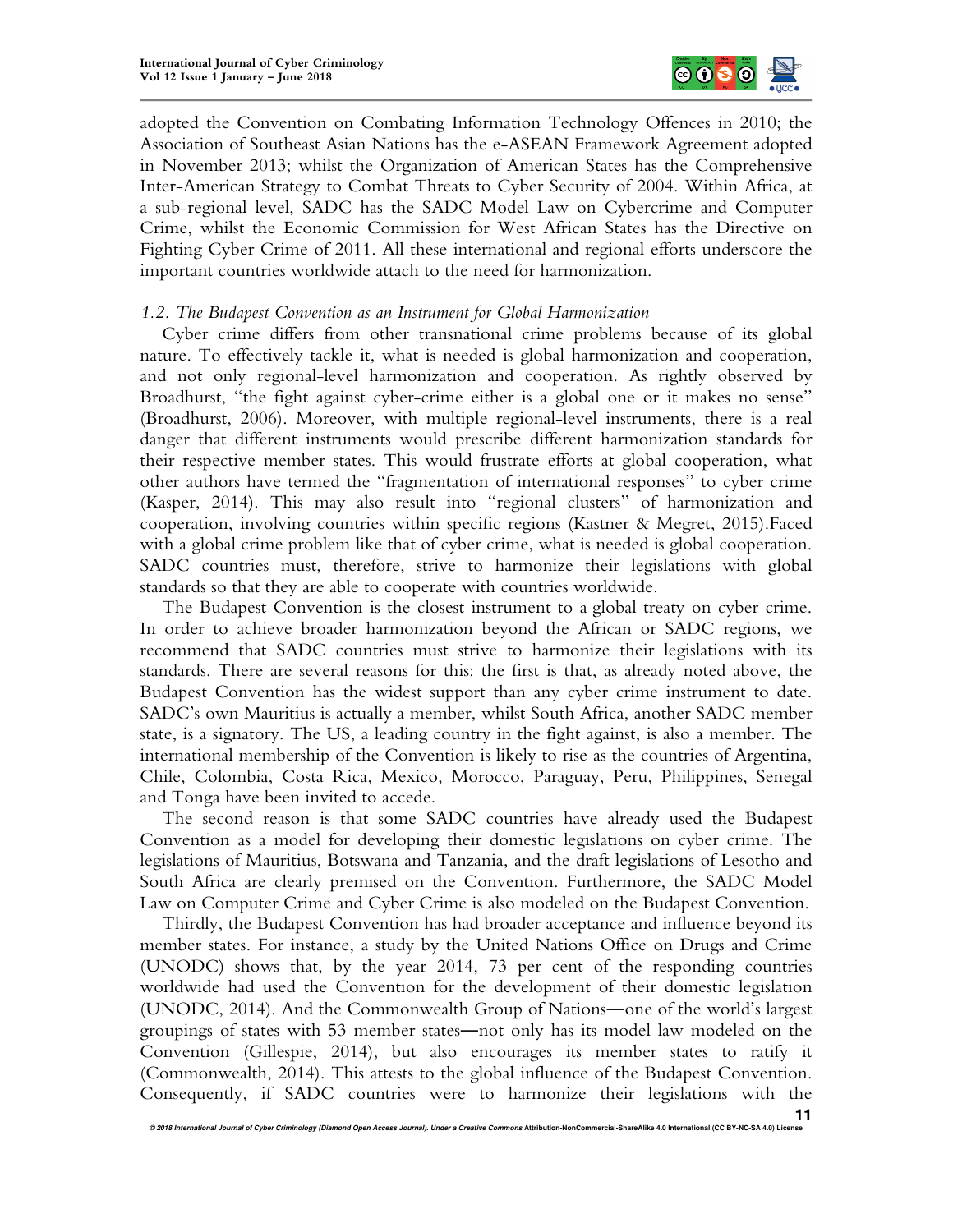adopted the Convention on Combating Information Technology Offences in 2010; the Association of Southeast Asian Nations has the e-ASEAN Framework Agreement adopted in November 2013; whilst the Organization of American States has the Comprehensive Inter-American Strategy to Combat Threats to Cyber Security of 2004. Within Africa, at a sub-regional level, SADC has the SADC Model Law on Cybercrime and Computer Crime, whilst the Economic Commission for West African States has the Directive on Fighting Cyber Crime of 2011. All these international and regional efforts underscore the important countries worldwide attach to the need for harmonization.

### *1.2. The Budapest Convention as an Instrument for Global Harmonization*

Cyber crime differs from other transnational crime problems because of its global nature. To effectively tackle it, what is needed is global harmonization and cooperation, and not only regional-level harmonization and cooperation. As rightly observed by Broadhurst, "the fight against cyber-crime either is a global one or it makes no sense" (Broadhurst, 2006). Moreover, with multiple regional-level instruments, there is a real danger that different instruments would prescribe different harmonization standards for their respective member states. This would frustrate efforts at global cooperation, what other authors have termed the "fragmentation of international responses" to cyber crime (Kasper, 2014). This may also result into "regional clusters" of harmonization and cooperation, involving countries within specific regions (Kastner & Megret, 2015).Faced with a global crime problem like that of cyber crime, what is needed is global cooperation. SADC countries must, therefore, strive to harmonize their legislations with global standards so that they are able to cooperate with countries worldwide.

The Budapest Convention is the closest instrument to a global treaty on cyber crime. In order to achieve broader harmonization beyond the African or SADC regions, we recommend that SADC countries must strive to harmonize their legislations with its standards. There are several reasons for this: the first is that, as already noted above, the Budapest Convention has the widest support than any cyber crime instrument to date. SADC's own Mauritius is actually a member, whilst South Africa, another SADC member state, is a signatory. The US, a leading country in the fight against, is also a member. The international membership of the Convention is likely to rise as the countries of Argentina, Chile, Colombia, Costa Rica, Mexico, Morocco, Paraguay, Peru, Philippines, Senegal and Tonga have been invited to accede.

The second reason is that some SADC countries have already used the Budapest Convention as a model for developing their domestic legislations on cyber crime. The legislations of Mauritius, Botswana and Tanzania, and the draft legislations of Lesotho and South Africa are clearly premised on the Convention. Furthermore, the SADC Model Law on Computer Crime and Cyber Crime is also modeled on the Budapest Convention.

Thirdly, the Budapest Convention has had broader acceptance and influence beyond its member states. For instance, a study by the United Nations Office on Drugs and Crime (UNODC) shows that, by the year 2014, 73 per cent of the responding countries worldwide had used the Convention for the development of their domestic legislation (UNODC, 2014). And the Commonwealth Group of Nations—one of the world's largest groupings of states with 53 member states—not only has its model law modeled on the Convention (Gillespie, 2014), but also encourages its member states to ratify it (Commonwealth, 2014). This attests to the global influence of the Budapest Convention. Consequently, if SADC countries were to harmonize their legislations with the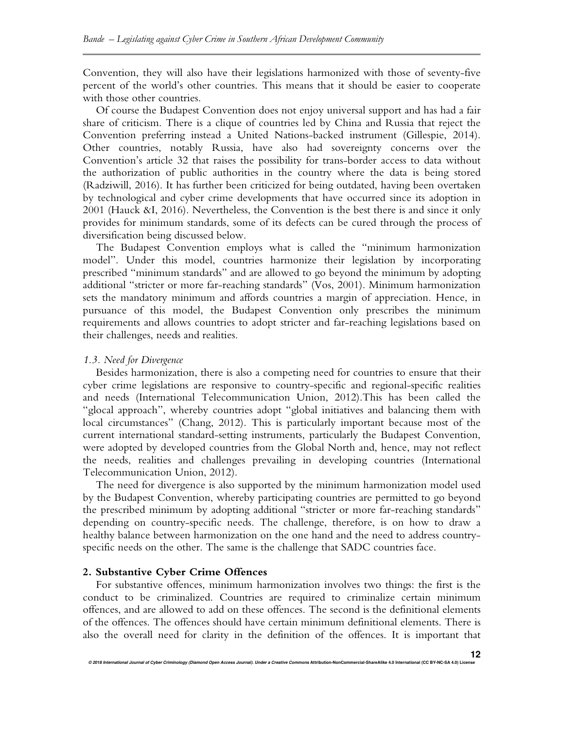Convention, they will also have their legislations harmonized with those of seventy-five percent of the world's other countries. This means that it should be easier to cooperate with those other countries.

Of course the Budapest Convention does not enjoy universal support and has had a fair share of criticism. There is a clique of countries led by China and Russia that reject the Convention preferring instead a United Nations-backed instrument (Gillespie, 2014). Other countries, notably Russia, have also had sovereignty concerns over the Convention's article 32 that raises the possibility for trans-border access to data without the authorization of public authorities in the country where the data is being stored (Radziwill, 2016). It has further been criticized for being outdated, having been overtaken by technological and cyber crime developments that have occurred since its adoption in 2001 (Hauck &I, 2016). Nevertheless, the Convention is the best there is and since it only provides for minimum standards, some of its defects can be cured through the process of diversification being discussed below.

The Budapest Convention employs what is called the "minimum harmonization model". Under this model, countries harmonize their legislation by incorporating prescribed "minimum standards" and are allowed to go beyond the minimum by adopting additional "stricter or more far-reaching standards" (Vos, 2001). Minimum harmonization sets the mandatory minimum and affords countries a margin of appreciation. Hence, in pursuance of this model, the Budapest Convention only prescribes the minimum requirements and allows countries to adopt stricter and far-reaching legislations based on their challenges, needs and realities.

### *1.3. Need for Divergence*

Besides harmonization, there is also a competing need for countries to ensure that their cyber crime legislations are responsive to country-specific and regional-specific realities and needs (International Telecommunication Union, 2012).This has been called the "glocal approach", whereby countries adopt "global initiatives and balancing them with local circumstances" (Chang, 2012). This is particularly important because most of the current international standard-setting instruments, particularly the Budapest Convention, were adopted by developed countries from the Global North and, hence, may not reflect the needs, realities and challenges prevailing in developing countries (International Telecommunication Union, 2012).

The need for divergence is also supported by the minimum harmonization model used by the Budapest Convention, whereby participating countries are permitted to go beyond the prescribed minimum by adopting additional "stricter or more far-reaching standards" depending on country-specific needs. The challenge, therefore, is on how to draw a healthy balance between harmonization on the one hand and the need to address country-specific needs on the other. The same is the challenge that SADC countries face.

## **2. Substantive Cyber Crime Offences**

For substantive offences, minimum harmonization involves two things: the first is the conduct to be criminalized. Countries are required to criminalize certain minimum offences, and are allowed to add on these offences. The second is the definitional elements of the offences. The offences should have certain minimum definitional elements. There is also the overall need for clarity in the definition of the offences. It is important that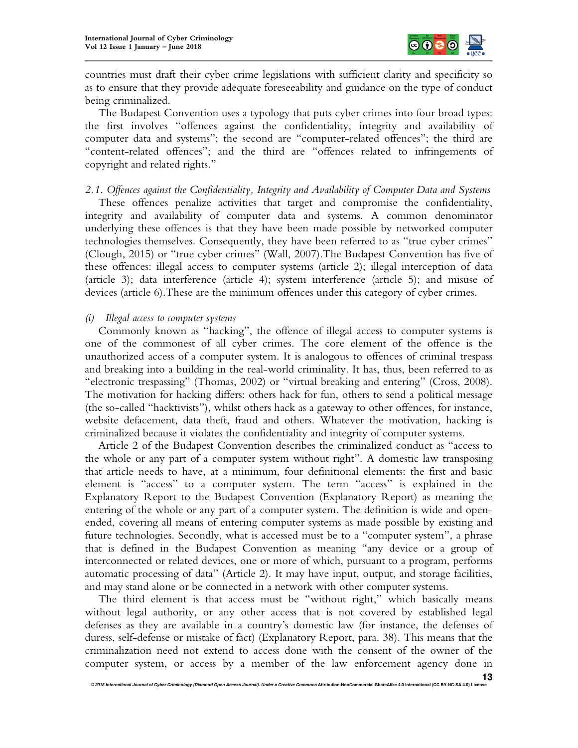countries must draft their cyber crime legislations with sufficient clarity and specificity so as to ensure that they provide adequate foreseeability and guidance on the type of conduct being criminalized.

The Budapest Convention uses a typology that puts cyber crimes into four broad types: the first involves "offences against the confidentiality, integrity and availability of computer data and systems"; the second are "computer-related offences"; the third are "content-related offences"; and the third are "offences related to infringements of copyright and related rights."

### *2.1. Offences against the Confidentiality, Integrity and Availability of Computer Data and Systems*

These offences penalize activities that target and compromise the confidentiality, integrity and availability of computer data and systems. A common denominator underlying these offences is that they have been made possible by networked computer technologies themselves. Consequently, they have been referred to as "true cyber crimes" (Clough, 2015) or "true cyber crimes" (Wall, 2007).The Budapest Convention has five of these offences: illegal access to computer systems (article 2); illegal interception of data (article 3); data interference (article 4); system interference (article 5); and misuse of devices (article 6).These are the minimum offences under this category of cyber crimes.

#### *(i) Illegal access to computer systems*

Commonly known as "hacking", the offence of illegal access to computer systems is one of the commonest of all cyber crimes. The core element of the offence is the unauthorized access of a computer system. It is analogous to offences of criminal trespass and breaking into a building in the real-world criminality. It has, thus, been referred to as "electronic trespassing" (Thomas, 2002) or "virtual breaking and entering" (Cross, 2008). The motivation for hacking differs: others hack for fun, others to send a political message (the so-called "hacktivists"), whilst others hack as a gateway to other offences, for instance, website defacement, data theft, fraud and others. Whatever the motivation, hacking is criminalized because it violates the confidentiality and integrity of computer systems.

Article 2 of the Budapest Convention describes the criminalized conduct as "access to the whole or any part of a computer system without right". A domestic law transposing that article needs to have, at a minimum, four definitional elements: the first and basic element is "access" to a computer system. The term "access" is explained in the Explanatory Report to the Budapest Convention (Explanatory Report) as meaning the entering of the whole or any part of a computer system. The definition is wide and open-ended, covering all means of entering computer systems as made possible by existing and future technologies. Secondly, what is accessed must be to a "computer system", a phrase that is defined in the Budapest Convention as meaning "any device or a group of interconnected or related devices, one or more of which, pursuant to a program, performs automatic processing of data" (Article 2). It may have input, output, and storage facilities, and may stand alone or be connected in a network with other computer systems.

The third element is that access must be "without right," which basically means without legal authority, or any other access that is not covered by established legal defenses as they are available in a country's domestic law (for instance, the defenses of duress, self-defense or mistake of fact) (Explanatory Report, para. 38). This means that the criminalization need not extend to access done with the consent of the owner of the computer system, or access by a member of the law enforcement agency done in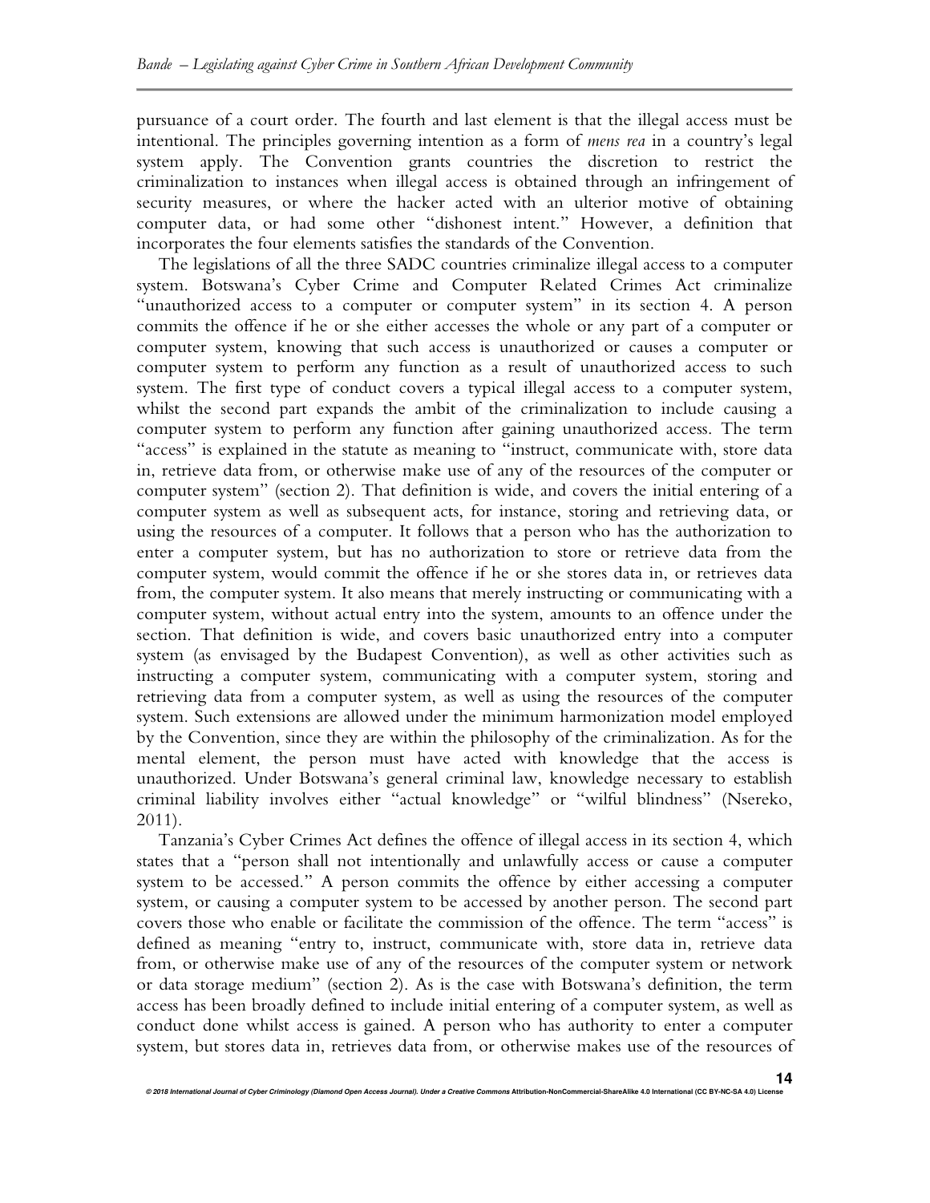pursuance of a court order. The fourth and last element is that the illegal access must be intentional. The principles governing intention as a form of *mens rea* in a country's legal system apply. The Convention grants countries the discretion to restrict the criminalization to instances when illegal access is obtained through an infringement of security measures, or where the hacker acted with an ulterior motive of obtaining computer data, or had some other "dishonest intent." However, a definition that incorporates the four elements satisfies the standards of the Convention.

The legislations of all the three SADC countries criminalize illegal access to a computer system. Botswana's Cyber Crime and Computer Related Crimes Act criminalize "unauthorized access to a computer or computer system" in its section 4. A person commits the offence if he or she either accesses the whole or any part of a computer or computer system, knowing that such access is unauthorized or causes a computer or computer system to perform any function as a result of unauthorized access to such system. The first type of conduct covers a typical illegal access to a computer system, whilst the second part expands the ambit of the criminalization to include causing a computer system to perform any function after gaining unauthorized access. The term "access" is explained in the statute as meaning to "instruct, communicate with, store data in, retrieve data from, or otherwise make use of any of the resources of the computer or computer system" (section 2). That definition is wide, and covers the initial entering of a computer system as well as subsequent acts, for instance, storing and retrieving data, or using the resources of a computer. It follows that a person who has the authorization to enter a computer system, but has no authorization to store or retrieve data from the computer system, would commit the offence if he or she stores data in, or retrieves data from, the computer system. It also means that merely instructing or communicating with a computer system, without actual entry into the system, amounts to an offence under the section. That definition is wide, and covers basic unauthorized entry into a computer system (as envisaged by the Budapest Convention), as well as other activities such as instructing a computer system, communicating with a computer system, storing and retrieving data from a computer system, as well as using the resources of the computer system. Such extensions are allowed under the minimum harmonization model employed by the Convention, since they are within the philosophy of the criminalization. As for the mental element, the person must have acted with knowledge that the access is unauthorized. Under Botswana's general criminal law, knowledge necessary to establish criminal liability involves either "actual knowledge" or "wilful blindness" (Nsereko, 2011).

Tanzania's Cyber Crimes Act defines the offence of illegal access in its section 4, which states that a "person shall not intentionally and unlawfully access or cause a computer system to be accessed." A person commits the offence by either accessing a computer system, or causing a computer system to be accessed by another person. The second part covers those who enable or facilitate the commission of the offence. The term "access" is defined as meaning "entry to, instruct, communicate with, store data in, retrieve data from, or otherwise make use of any of the resources of the computer system or network or data storage medium" (section 2). As is the case with Botswana's definition, the term access has been broadly defined to include initial entering of a computer system, as well as conduct done whilst access is gained. A person who has authority to enter a computer system, but stores data in, retrieves data from, or otherwise makes use of the resources of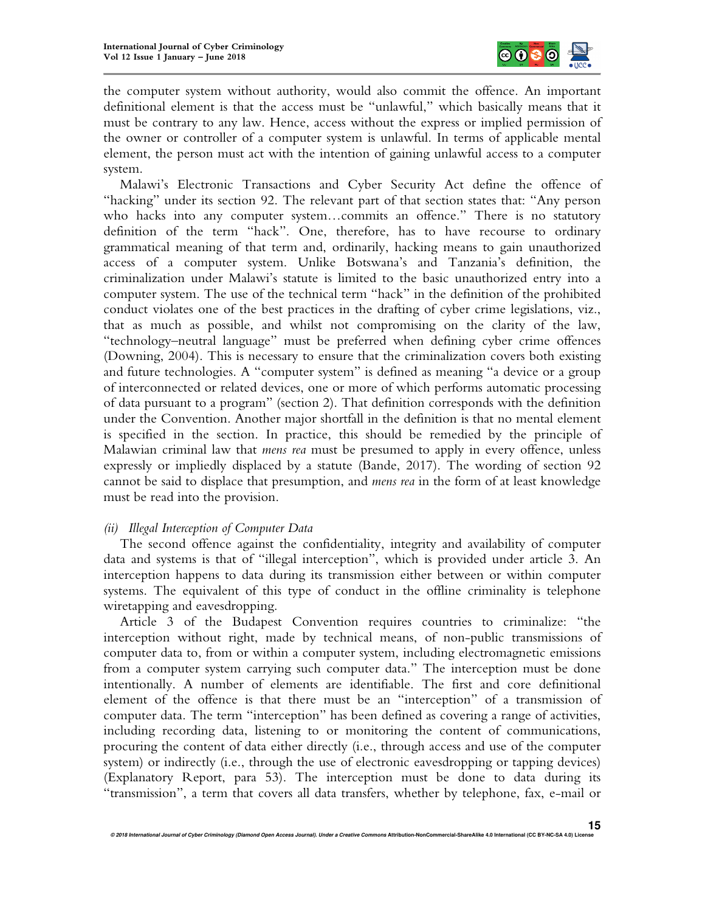the computer system without authority, would also commit the offence. An important definitional element is that the access must be "unlawful," which basically means that it must be contrary to any law. Hence, access without the express or implied permission of the owner or controller of a computer system is unlawful. In terms of applicable mental element, the person must act with the intention of gaining unlawful access to a computer system.

Malawi's Electronic Transactions and Cyber Security Act define the offence of "hacking" under its section 92. The relevant part of that section states that: "Any person who hacks into any computer system…commits an offence." There is no statutory definition of the term "hack". One, therefore, has to have recourse to ordinary grammatical meaning of that term and, ordinarily, hacking means to gain unauthorized access of a computer system. Unlike Botswana's and Tanzania's definition, the criminalization under Malawi's statute is limited to the basic unauthorized entry into a computer system. The use of the technical term "hack" in the definition of the prohibited conduct violates one of the best practices in the drafting of cyber crime legislations, viz., that as much as possible, and whilst not compromising on the clarity of the law, "technology–neutral language" must be preferred when defining cyber crime offences (Downing, 2004). This is necessary to ensure that the criminalization covers both existing and future technologies. A "computer system" is defined as meaning "a device or a group of interconnected or related devices, one or more of which performs automatic processing of data pursuant to a program" (section 2). That definition corresponds with the definition under the Convention. Another major shortfall in the definition is that no mental element is specified in the section. In practice, this should be remedied by the principle of Malawian criminal law that *mens rea* must be presumed to apply in every offence, unless expressly or impliedly displaced by a statute (Bande, 2017). The wording of section 92 cannot be said to displace that presumption, and *mens rea* in the form of at least knowledge must be read into the provision.

*(ii) Illegal Interception of Computer Data*

The second offence against the confidentiality, integrity and availability of computer data and systems is that of "illegal interception", which is provided under article 3. An interception happens to data during its transmission either between or within computer systems. The equivalent of this type of conduct in the offline criminality is telephone wiretapping and eavesdropping.

Article 3 of the Budapest Convention requires countries to criminalize: "the interception without right, made by technical means, of non-public transmissions of computer data to, from or within a computer system, including electromagnetic emissions from a computer system carrying such computer data." The interception must be done intentionally. A number of elements are identifiable. The first and core definitional element of the offence is that there must be an "interception" of a transmission of computer data. The term "interception" has been defined as covering a range of activities, including recording data, listening to or monitoring the content of communications, procuring the content of data either directly (i.e., through access and use of the computer system) or indirectly (i.e., through the use of electronic eavesdropping or tapping devices) (Explanatory Report, para 53). The interception must be done to data during its "transmission", a term that covers all data transfers, whether by telephone, fax, e-mail or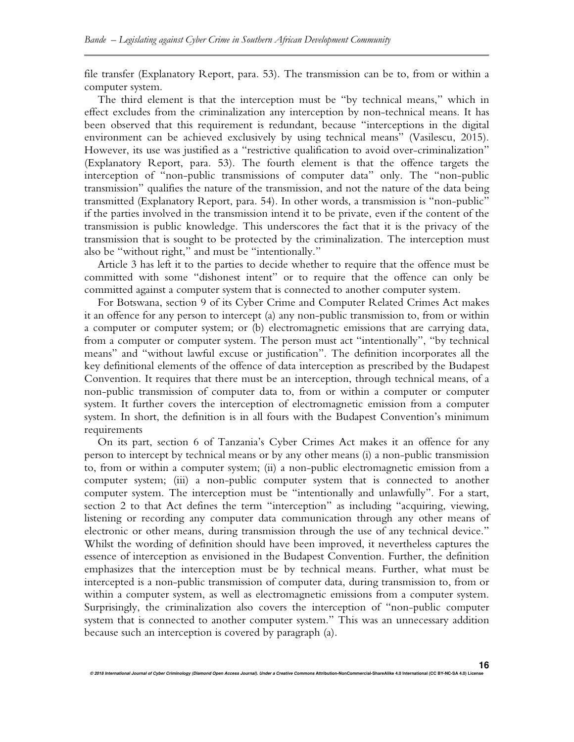file transfer (Explanatory Report, para. 53). The transmission can be to, from or within a computer system.

The third element is that the interception must be "by technical means," which in effect excludes from the criminalization any interception by non-technical means. It has been observed that this requirement is redundant, because "interceptions in the digital environment can be achieved exclusively by using technical means" (Vasilescu, 2015). However, its use was justified as a "restrictive qualification to avoid over-criminalization" (Explanatory Report, para. 53). The fourth element is that the offence targets the interception of "non-public transmissions of computer data" only. The "non-public transmission" qualifies the nature of the transmission, and not the nature of the data being transmitted (Explanatory Report, para. 54). In other words, a transmission is "non-public" if the parties involved in the transmission intend it to be private, even if the content of the transmission is public knowledge. This underscores the fact that it is the privacy of the transmission that is sought to be protected by the criminalization. The interception must also be "without right," and must be "intentionally."

Article 3 has left it to the parties to decide whether to require that the offence must be committed with some "dishonest intent" or to require that the offence can only be committed against a computer system that is connected to another computer system.

For Botswana, section 9 of its Cyber Crime and Computer Related Crimes Act makes it an offence for any person to intercept (a) any non-public transmission to, from or within a computer or computer system; or (b) electromagnetic emissions that are carrying data, from a computer or computer system. The person must act "intentionally", "by technical means" and "without lawful excuse or justification". The definition incorporates all the key definitional elements of the offence of data interception as prescribed by the Budapest Convention. It requires that there must be an interception, through technical means, of a non-public transmission of computer data to, from or within a computer or computer system. It further covers the interception of electromagnetic emission from a computer system. In short, the definition is in all fours with the Budapest Convention's minimum requirements

On its part, section 6 of Tanzania's Cyber Crimes Act makes it an offence for any person to intercept by technical means or by any other means (i) a non-public transmission to, from or within a computer system; (ii) a non-public electromagnetic emission from a computer system; (iii) a non-public computer system that is connected to another computer system. The interception must be "intentionally and unlawfully". For a start, section 2 to that Act defines the term "interception" as including "acquiring, viewing, listening or recording any computer data communication through any other means of electronic or other means, during transmission through the use of any technical device." Whilst the wording of definition should have been improved, it nevertheless captures the essence of interception as envisioned in the Budapest Convention. Further, the definition emphasizes that the interception must be by technical means. Further, what must be intercepted is a non-public transmission of computer data, during transmission to, from or within a computer system, as well as electromagnetic emissions from a computer system. Surprisingly, the criminalization also covers the interception of "non-public computer system that is connected to another computer system." This was an unnecessary addition because such an interception is covered by paragraph (a).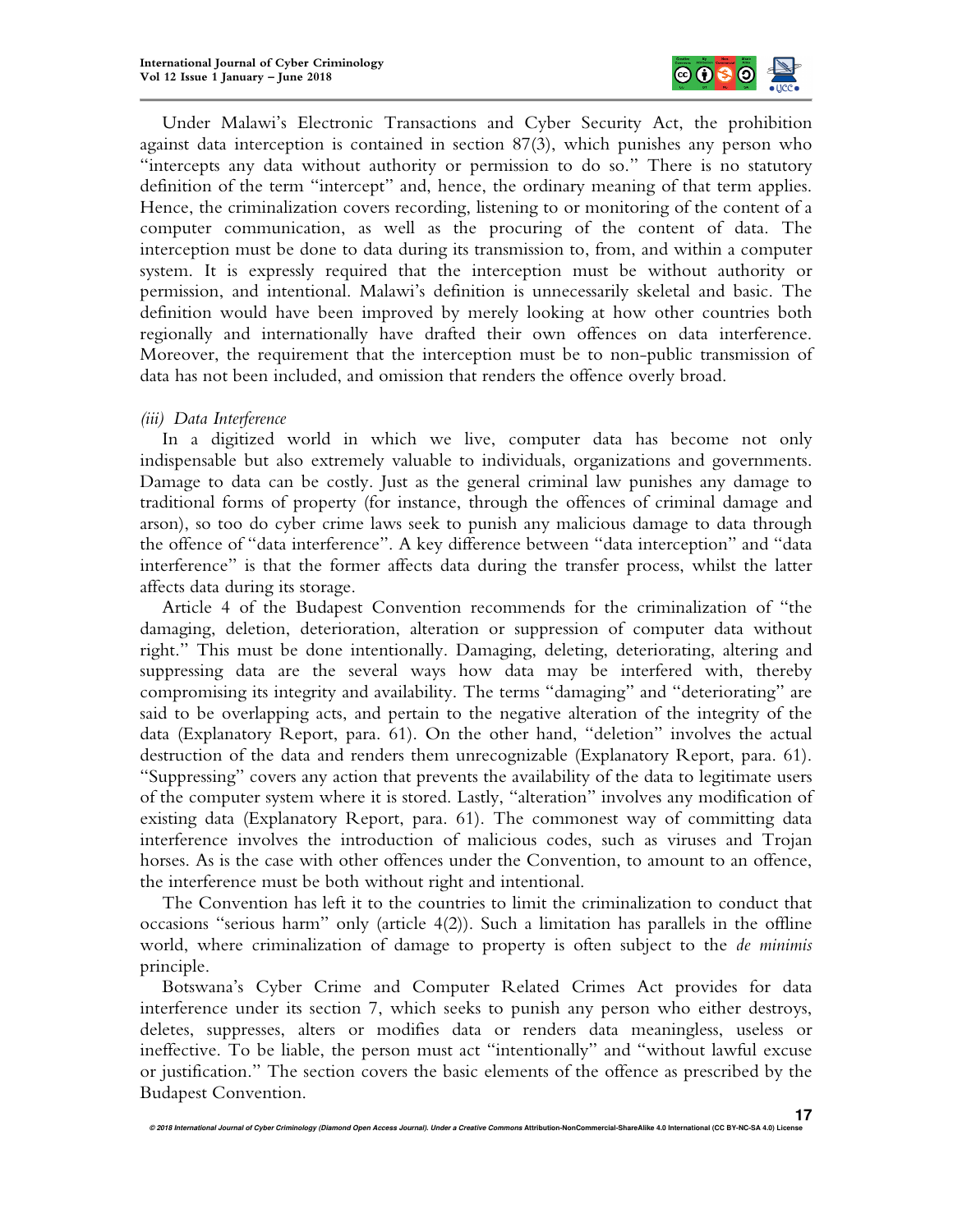Under Malawi's Electronic Transactions and Cyber Security Act, the prohibition against data interception is contained in section 87(3), which punishes any person who "intercepts any data without authority or permission to do so." There is no statutory definition of the term "intercept" and, hence, the ordinary meaning of that term applies. Hence, the criminalization covers recording, listening to or monitoring of the content of a computer communication, as well as the procuring of the content of data. The interception must be done to data during its transmission to, from, and within a computer system. It is expressly required that the interception must be without authority or permission, and intentional. Malawi's definition is unnecessarily skeletal and basic. The definition would have been improved by merely looking at how other countries both regionally and internationally have drafted their own offences on data interference. Moreover, the requirement that the interception must be to non-public transmission of data has not been included, and omission that renders the offence overly broad.

*(iii) Data Interference*

In a digitized world in which we live, computer data has become not only indispensable but also extremely valuable to individuals, organizations and governments. Damage to data can be costly. Just as the general criminal law punishes any damage to traditional forms of property (for instance, through the offences of criminal damage and arson), so too do cyber crime laws seek to punish any malicious damage to data through the offence of "data interference". A key difference between "data interception" and "data interference" is that the former affects data during the transfer process, whilst the latter affects data during its storage.

Article 4 of the Budapest Convention recommends for the criminalization of "the damaging, deletion, deterioration, alteration or suppression of computer data without right." This must be done intentionally. Damaging, deleting, deteriorating, altering and suppressing data are the several ways how data may be interfered with, thereby compromising its integrity and availability. The terms "damaging" and "deteriorating" are said to be overlapping acts, and pertain to the negative alteration of the integrity of the data (Explanatory Report, para. 61). On the other hand, "deletion" involves the actual destruction of the data and renders them unrecognizable (Explanatory Report, para. 61). "Suppressing" covers any action that prevents the availability of the data to legitimate users of the computer system where it is stored. Lastly, "alteration" involves any modification of existing data (Explanatory Report, para. 61). The commonest way of committing data interference involves the introduction of malicious codes, such as viruses and Trojan horses. As is the case with other offences under the Convention, to amount to an offence, the interference must be both without right and intentional.

The Convention has left it to the countries to limit the criminalization to conduct that occasions "serious harm" only (article 4(2)). Such a limitation has parallels in the offline world, where criminalization of damage to property is often subject to the *de minimis* principle.

Botswana's Cyber Crime and Computer Related Crimes Act provides for data interference under its section 7, which seeks to punish any person who either destroys, deletes, suppresses, alters or modifies data or renders data meaningless, useless or ineffective. To be liable, the person must act "intentionally" and "without lawful excuse or justification." The section covers the basic elements of the offence as prescribed by the Budapest Convention.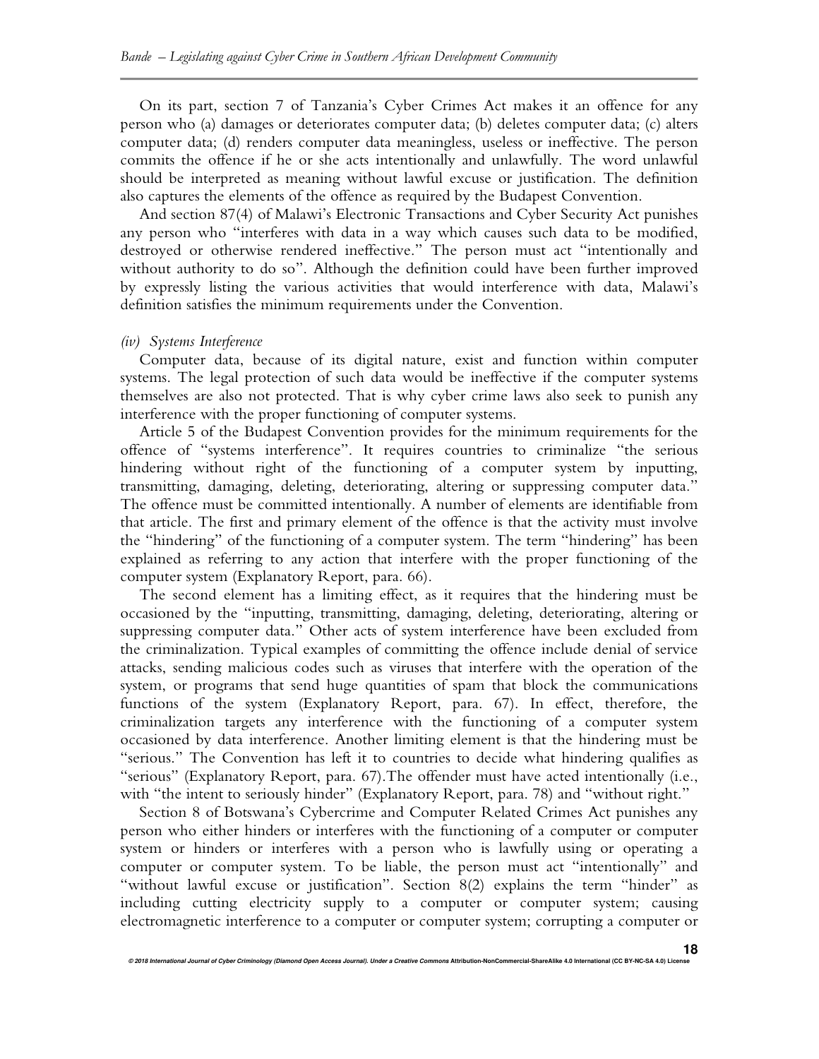On its part, section 7 of Tanzania's Cyber Crimes Act makes it an offence for any person who (a) damages or deteriorates computer data; (b) deletes computer data; (c) alters computer data; (d) renders computer data meaningless, useless or ineffective. The person commits the offence if he or she acts intentionally and unlawfully. The word unlawful should be interpreted as meaning without lawful excuse or justification. The definition also captures the elements of the offence as required by the Budapest Convention.

And section 87(4) of Malawi's Electronic Transactions and Cyber Security Act punishes any person who "interferes with data in a way which causes such data to be modified, destroyed or otherwise rendered ineffective." The person must act "intentionally and without authority to do so". Although the definition could have been further improved by expressly listing the various activities that would interference with data, Malawi's definition satisfies the minimum requirements under the Convention.

*(iv) Systems Interference*

Computer data, because of its digital nature, exist and function within computer systems. The legal protection of such data would be ineffective if the computer systems themselves are also not protected. That is why cyber crime laws also seek to punish any interference with the proper functioning of computer systems.

Article 5 of the Budapest Convention provides for the minimum requirements for the offence of "systems interference". It requires countries to criminalize "the serious hindering without right of the functioning of a computer system by inputting, transmitting, damaging, deleting, deteriorating, altering or suppressing computer data." The offence must be committed intentionally. A number of elements are identifiable from that article. The first and primary element of the offence is that the activity must involve the "hindering" of the functioning of a computer system. The term "hindering" has been explained as referring to any action that interfere with the proper functioning of the computer system (Explanatory Report, para. 66).

The second element has a limiting effect, as it requires that the hindering must be occasioned by the "inputting, transmitting, damaging, deleting, deteriorating, altering or suppressing computer data." Other acts of system interference have been excluded from the criminalization. Typical examples of committing the offence include denial of service attacks, sending malicious codes such as viruses that interfere with the operation of the system, or programs that send huge quantities of spam that block the communications functions of the system (Explanatory Report, para. 67). In effect, therefore, the criminalization targets any interference with the functioning of a computer system occasioned by data interference. Another limiting element is that the hindering must be "serious." The Convention has left it to countries to decide what hindering qualifies as "serious" (Explanatory Report, para. 67).The offender must have acted intentionally (i.e., with "the intent to seriously hinder" (Explanatory Report, para. 78) and "without right."

Section 8 of Botswana's Cybercrime and Computer Related Crimes Act punishes any person who either hinders or interferes with the functioning of a computer or computer system or hinders or interferes with a person who is lawfully using or operating a computer or computer system. To be liable, the person must act "intentionally" and "without lawful excuse or justification". Section 8(2) explains the term "hinder" as including cutting electricity supply to a computer or computer system; causing electromagnetic interference to a computer or computer system; corrupting a computer or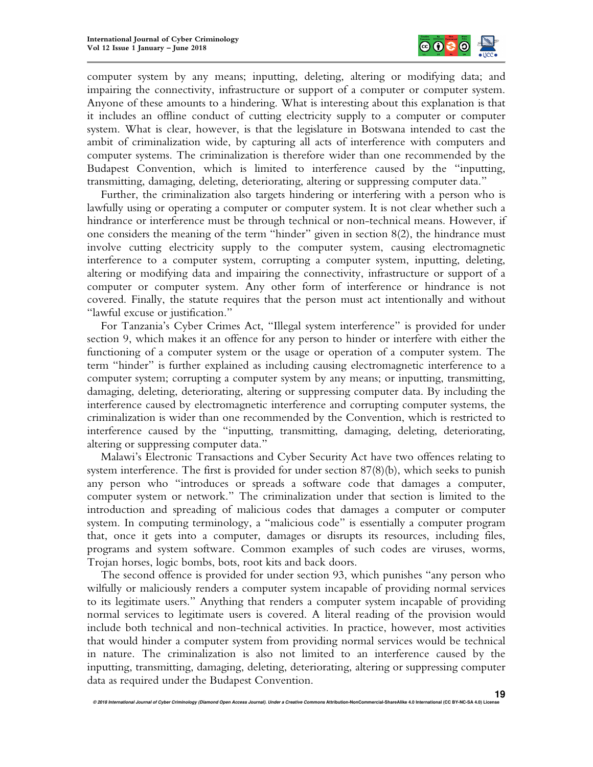computer system by any means; inputting, deleting, altering or modifying data; and impairing the connectivity, infrastructure or support of a computer or computer system. Anyone of these amounts to a hindering. What is interesting about this explanation is that it includes an offline conduct of cutting electricity supply to a computer or computer system. What is clear, however, is that the legislature in Botswana intended to cast the ambit of criminalization wide, by capturing all acts of interference with computers and computer systems. The criminalization is therefore wider than one recommended by the Budapest Convention, which is limited to interference caused by the "inputting, transmitting, damaging, deleting, deteriorating, altering or suppressing computer data."

Further, the criminalization also targets hindering or interfering with a person who is lawfully using or operating a computer or computer system. It is not clear whether such a hindrance or interference must be through technical or non-technical means. However, if one considers the meaning of the term "hinder" given in section 8(2), the hindrance must involve cutting electricity supply to the computer system, causing electromagnetic interference to a computer system, corrupting a computer system, inputting, deleting, altering or modifying data and impairing the connectivity, infrastructure or support of a computer or computer system. Any other form of interference or hindrance is not covered. Finally, the statute requires that the person must act intentionally and without "lawful excuse or justification."

For Tanzania's Cyber Crimes Act, "Illegal system interference" is provided for under section 9, which makes it an offence for any person to hinder or interfere with either the functioning of a computer system or the usage or operation of a computer system. The term "hinder" is further explained as including causing electromagnetic interference to a computer system; corrupting a computer system by any means; or inputting, transmitting, damaging, deleting, deteriorating, altering or suppressing computer data. By including the interference caused by electromagnetic interference and corrupting computer systems, the criminalization is wider than one recommended by the Convention, which is restricted to interference caused by the "inputting, transmitting, damaging, deleting, deteriorating, altering or suppressing computer data."

Malawi's Electronic Transactions and Cyber Security Act have two offences relating to system interference. The first is provided for under section 87(8)(b), which seeks to punish any person who "introduces or spreads a software code that damages a computer, computer system or network." The criminalization under that section is limited to the introduction and spreading of malicious codes that damages a computer or computer system. In computing terminology, a "malicious code" is essentially a computer program that, once it gets into a computer, damages or disrupts its resources, including files, programs and system software. Common examples of such codes are viruses, worms, Trojan horses, logic bombs, bots, root kits and back doors.

The second offence is provided for under section 93, which punishes "any person who wilfully or maliciously renders a computer system incapable of providing normal services to its legitimate users." Anything that renders a computer system incapable of providing normal services to legitimate users is covered. A literal reading of the provision would include both technical and non-technical activities. In practice, however, most activities that would hinder a computer system from providing normal services would be technical in nature. The criminalization is also not limited to an interference caused by the inputting, transmitting, damaging, deleting, deteriorating, altering or suppressing computer data as required under the Budapest Convention.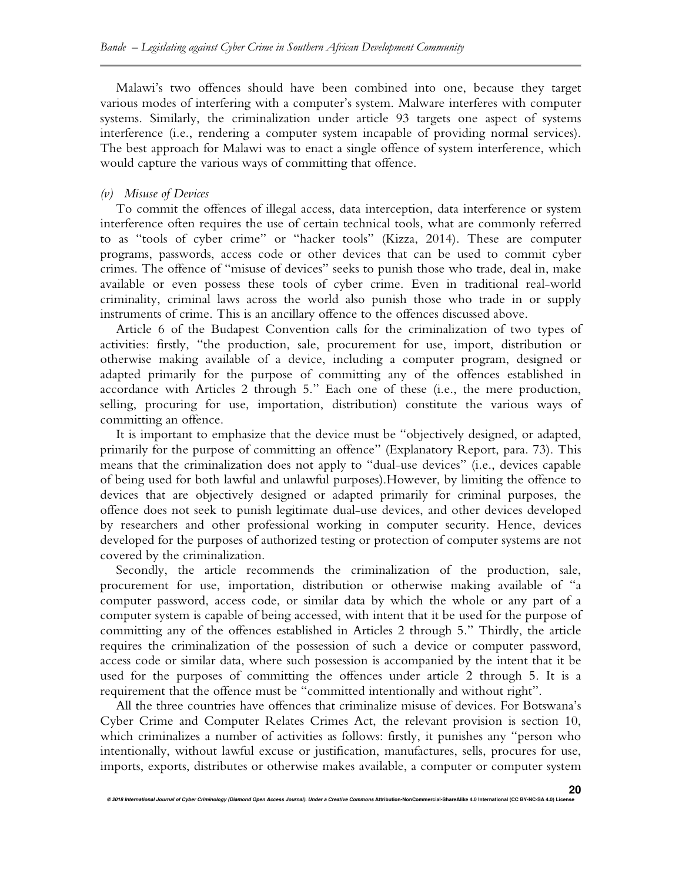Malawi's two offences should have been combined into one, because they target various modes of interfering with a computer's system. Malware interferes with computer systems. Similarly, the criminalization under article 93 targets one aspect of systems interference (i.e., rendering a computer system incapable of providing normal services). The best approach for Malawi was to enact a single offence of system interference, which would capture the various ways of committing that offence.

*(v) Misuse of Devices*

To commit the offences of illegal access, data interception, data interference or system interference often requires the use of certain technical tools, what are commonly referred to as "tools of cyber crime" or "hacker tools" (Kizza, 2014). These are computer programs, passwords, access code or other devices that can be used to commit cyber crimes. The offence of "misuse of devices" seeks to punish those who trade, deal in, make available or even possess these tools of cyber crime. Even in traditional real-world criminality, criminal laws across the world also punish those who trade in or supply instruments of crime. This is an ancillary offence to the offences discussed above.

Article 6 of the Budapest Convention calls for the criminalization of two types of activities: firstly, "the production, sale, procurement for use, import, distribution or otherwise making available of a device, including a computer program, designed or adapted primarily for the purpose of committing any of the offences established in accordance with Articles 2 through 5." Each one of these (i.e., the mere production, selling, procuring for use, importation, distribution) constitute the various ways of committing an offence.

It is important to emphasize that the device must be "objectively designed, or adapted, primarily for the purpose of committing an offence" (Explanatory Report, para. 73). This means that the criminalization does not apply to "dual-use devices" (i.e., devices capable of being used for both lawful and unlawful purposes).However, by limiting the offence to devices that are objectively designed or adapted primarily for criminal purposes, the offence does not seek to punish legitimate dual-use devices, and other devices developed by researchers and other professional working in computer security. Hence, devices developed for the purposes of authorized testing or protection of computer systems are not covered by the criminalization.

Secondly, the article recommends the criminalization of the production, sale, procurement for use, importation, distribution or otherwise making available of "a computer password, access code, or similar data by which the whole or any part of a computer system is capable of being accessed, with intent that it be used for the purpose of committing any of the offences established in Articles 2 through 5." Thirdly, the article requires the criminalization of the possession of such a device or computer password, access code or similar data, where such possession is accompanied by the intent that it be used for the purposes of committing the offences under article 2 through 5. It is a requirement that the offence must be "committed intentionally and without right".

All the three countries have offences that criminalize misuse of devices. For Botswana's Cyber Crime and Computer Relates Crimes Act, the relevant provision is section 10, which criminalizes a number of activities as follows: firstly, it punishes any "person who intentionally, without lawful excuse or justification, manufactures, sells, procures for use, imports, exports, distributes or otherwise makes available, a computer or computer system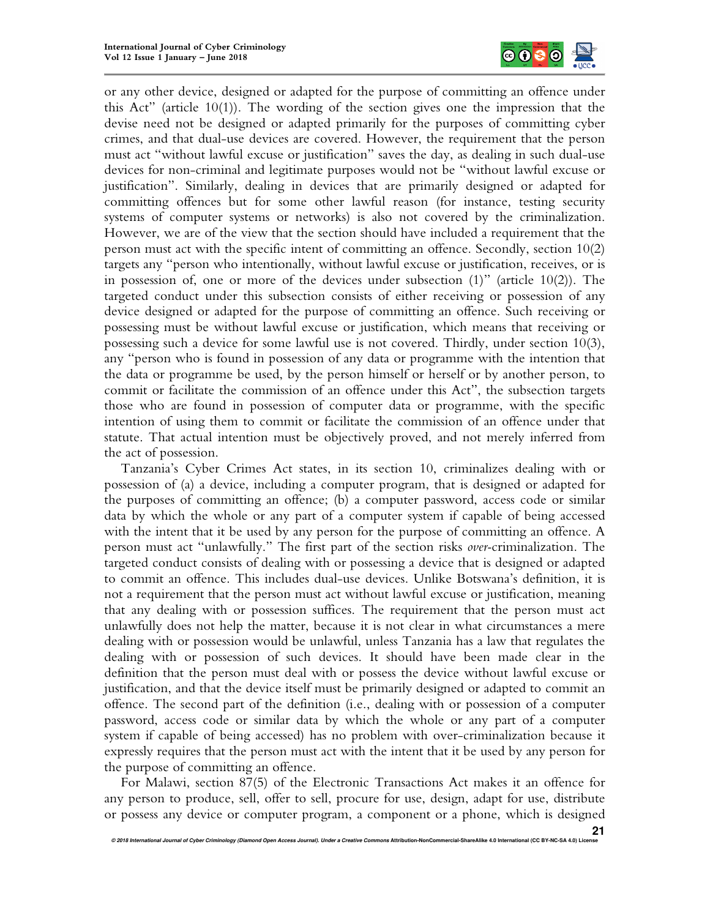or any other device, designed or adapted for the purpose of committing an offence under this Act" (article 10(1)). The wording of the section gives one the impression that the devise need not be designed or adapted primarily for the purposes of committing cyber crimes, and that dual-use devices are covered. However, the requirement that the person must act "without lawful excuse or justification" saves the day, as dealing in such dual-use devices for non-criminal and legitimate purposes would not be "without lawful excuse or justification". Similarly, dealing in devices that are primarily designed or adapted for committing offences but for some other lawful reason (for instance, testing security systems of computer systems or networks) is also not covered by the criminalization. However, we are of the view that the section should have included a requirement that the person must act with the specific intent of committing an offence. Secondly, section 10(2) targets any "person who intentionally, without lawful excuse or justification, receives, or is in possession of, one or more of the devices under subsection (1)" (article 10(2)). The targeted conduct under this subsection consists of either receiving or possession of any device designed or adapted for the purpose of committing an offence. Such receiving or possessing must be without lawful excuse or justification, which means that receiving or possessing such a device for some lawful use is not covered. Thirdly, under section 10(3), any "person who is found in possession of any data or programme with the intention that the data or programme be used, by the person himself or herself or by another person, to commit or facilitate the commission of an offence under this Act", the subsection targets those who are found in possession of computer data or programme, with the specific intention of using them to commit or facilitate the commission of an offence under that statute. That actual intention must be objectively proved, and not merely inferred from the act of possession.

Tanzania's Cyber Crimes Act states, in its section 10, criminalizes dealing with or possession of (a) a device, including a computer program, that is designed or adapted for the purposes of committing an offence; (b) a computer password, access code or similar data by which the whole or any part of a computer system if capable of being accessed with the intent that it be used by any person for the purpose of committing an offence. A person must act "unlawfully." The first part of the section risks *over*-criminalization. The targeted conduct consists of dealing with or possessing a device that is designed or adapted to commit an offence. This includes dual-use devices. Unlike Botswana's definition, it is not a requirement that the person must act without lawful excuse or justification, meaning that any dealing with or possession suffices. The requirement that the person must act unlawfully does not help the matter, because it is not clear in what circumstances a mere dealing with or possession would be unlawful, unless Tanzania has a law that regulates the dealing with or possession of such devices. It should have been made clear in the definition that the person must deal with or possess the device without lawful excuse or justification, and that the device itself must be primarily designed or adapted to commit an offence. The second part of the definition (i.e., dealing with or possession of a computer password, access code or similar data by which the whole or any part of a computer system if capable of being accessed) has no problem with over-criminalization because it expressly requires that the person must act with the intent that it be used by any person for the purpose of committing an offence.

For Malawi, section 87(5) of the Electronic Transactions Act makes it an offence for any person to produce, sell, offer to sell, procure for use, design, adapt for use, distribute or possess any device or computer program, a component or a phone, which is designed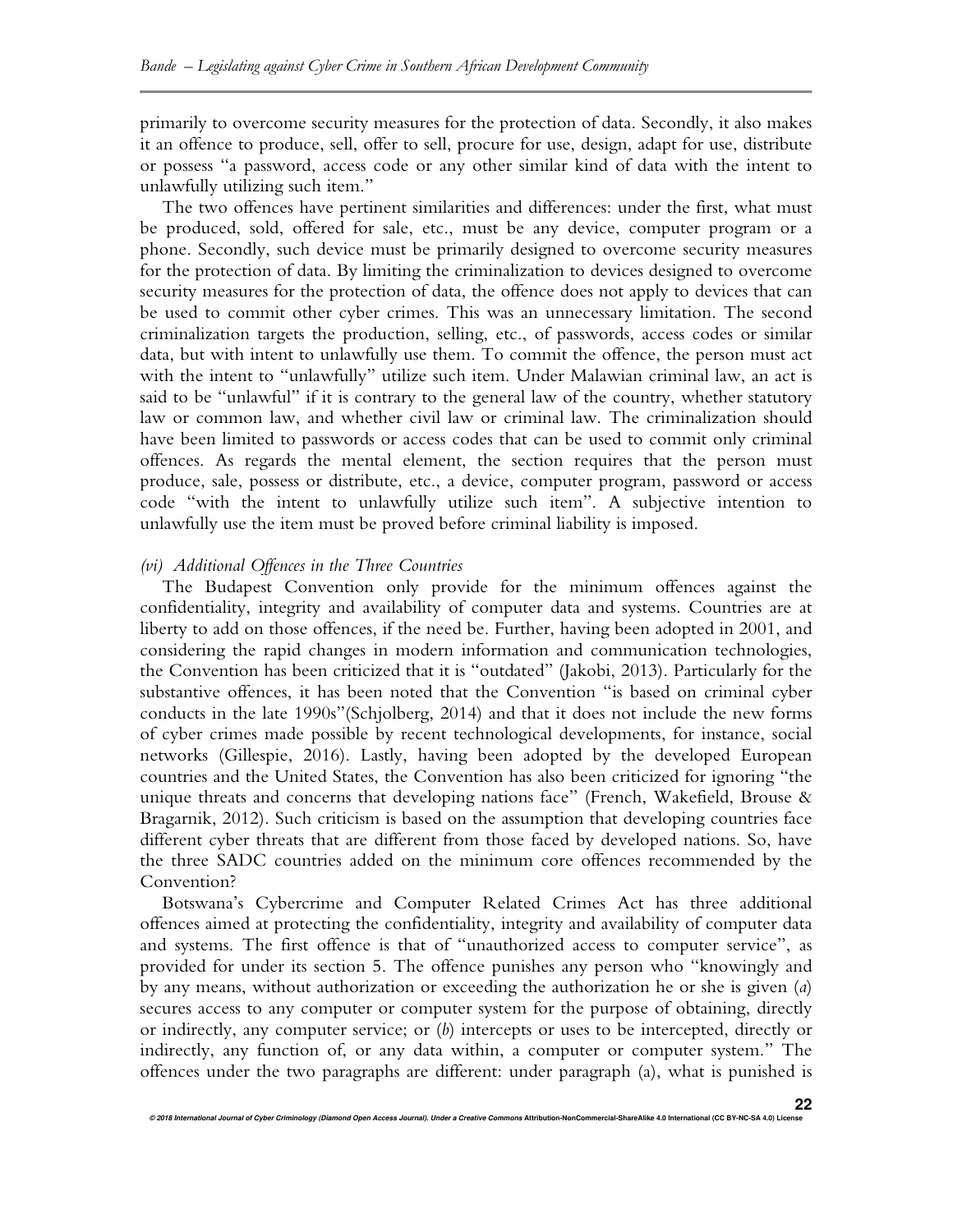primarily to overcome security measures for the protection of data. Secondly, it also makes it an offence to produce, sell, offer to sell, procure for use, design, adapt for use, distribute or possess "a password, access code or any other similar kind of data with the intent to unlawfully utilizing such item."

The two offences have pertinent similarities and differences: under the first, what must be produced, sold, offered for sale, etc., must be any device, computer program or a phone. Secondly, such device must be primarily designed to overcome security measures for the protection of data. By limiting the criminalization to devices designed to overcome security measures for the protection of data, the offence does not apply to devices that can be used to commit other cyber crimes. This was an unnecessary limitation. The second criminalization targets the production, selling, etc., of passwords, access codes or similar data, but with intent to unlawfully use them. To commit the offence, the person must act with the intent to "unlawfully" utilize such item. Under Malawian criminal law, an act is said to be "unlawful" if it is contrary to the general law of the country, whether statutory law or common law, and whether civil law or criminal law. The criminalization should have been limited to passwords or access codes that can be used to commit only criminal offences. As regards the mental element, the section requires that the person must produce, sale, possess or distribute, etc., a device, computer program, password or access code "with the intent to unlawfully utilize such item". A subjective intention to unlawfully use the item must be proved before criminal liability is imposed.

*(vi) Additional Offences in the Three Countries*

The Budapest Convention only provide for the minimum offences against the confidentiality, integrity and availability of computer data and systems. Countries are at liberty to add on those offences, if the need be. Further, having been adopted in 2001, and considering the rapid changes in modern information and communication technologies, the Convention has been criticized that it is "outdated" (Jakobi, 2013). Particularly for the substantive offences, it has been noted that the Convention "is based on criminal cyber conducts in the late 1990s"(Schjolberg, 2014) and that it does not include the new forms of cyber crimes made possible by recent technological developments, for instance, social networks (Gillespie, 2016). Lastly, having been adopted by the developed European countries and the United States, the Convention has also been criticized for ignoring "the unique threats and concerns that developing nations face" (French, Wakefield, Brouse & Bragarnik, 2012). Such criticism is based on the assumption that developing countries face different cyber threats that are different from those faced by developed nations. So, have the three SADC countries added on the minimum core offences recommended by the Convention?

Botswana's Cybercrime and Computer Related Crimes Act has three additional offences aimed at protecting the confidentiality, integrity and availability of computer data and systems. The first offence is that of "unauthorized access to computer service", as provided for under its section 5. The offence punishes any person who "knowingly and by any means, without authorization or exceeding the authorization he or she is given (*a*) secures access to any computer or computer system for the purpose of obtaining, directly or indirectly, any computer service; or (*b*) intercepts or uses to be intercepted, directly or indirectly, any function of, or any data within, a computer or computer system." The offences under the two paragraphs are different: under paragraph (a), what is punished is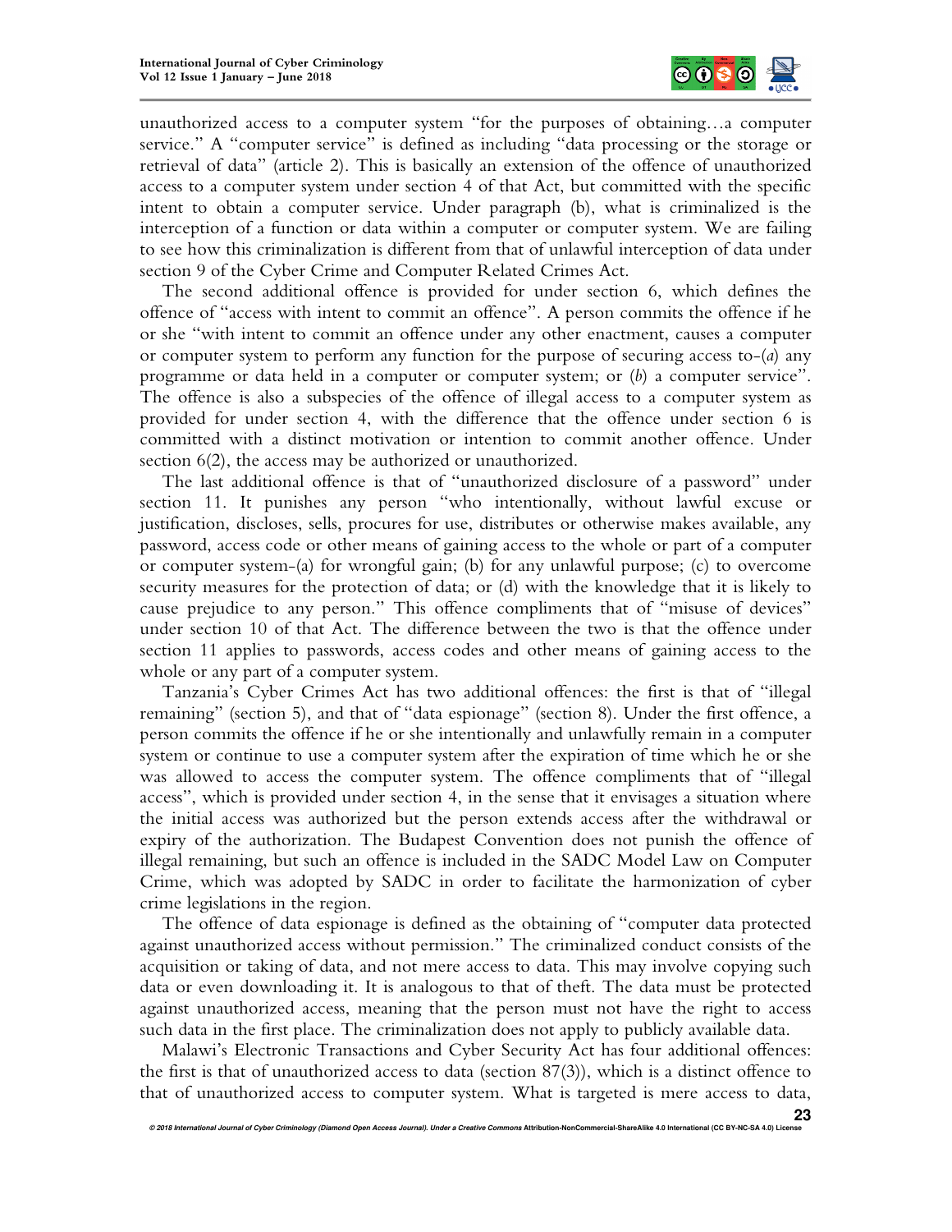unauthorized access to a computer system "for the purposes of obtaining…a computer service." A "computer service" is defined as including "data processing or the storage or retrieval of data" (article 2). This is basically an extension of the offence of unauthorized access to a computer system under section 4 of that Act, but committed with the specific intent to obtain a computer service. Under paragraph (b), what is criminalized is the interception of a function or data within a computer or computer system. We are failing to see how this criminalization is different from that of unlawful interception of data under section 9 of the Cyber Crime and Computer Related Crimes Act.

The second additional offence is provided for under section 6, which defines the offence of "access with intent to commit an offence". A person commits the offence if he or she "with intent to commit an offence under any other enactment, causes a computer or computer system to perform any function for the purpose of securing access to-(*a*) any programme or data held in a computer or computer system; or (*b*) a computer service". The offence is also a subspecies of the offence of illegal access to a computer system as provided for under section 4, with the difference that the offence under section 6 is committed with a distinct motivation or intention to commit another offence. Under section 6(2), the access may be authorized or unauthorized.

The last additional offence is that of "unauthorized disclosure of a password" under section 11. It punishes any person "who intentionally, without lawful excuse or justification, discloses, sells, procures for use, distributes or otherwise makes available, any password, access code or other means of gaining access to the whole or part of a computer or computer system-(a) for wrongful gain; (b) for any unlawful purpose; (c) to overcome security measures for the protection of data; or (d) with the knowledge that it is likely to cause prejudice to any person." This offence compliments that of "misuse of devices" under section 10 of that Act. The difference between the two is that the offence under section 11 applies to passwords, access codes and other means of gaining access to the whole or any part of a computer system.

Tanzania's Cyber Crimes Act has two additional offences: the first is that of "illegal remaining" (section 5), and that of "data espionage" (section 8). Under the first offence, a person commits the offence if he or she intentionally and unlawfully remain in a computer system or continue to use a computer system after the expiration of time which he or she was allowed to access the computer system. The offence compliments that of "illegal access", which is provided under section 4, in the sense that it envisages a situation where the initial access was authorized but the person extends access after the withdrawal or expiry of the authorization. The Budapest Convention does not punish the offence of illegal remaining, but such an offence is included in the SADC Model Law on Computer Crime, which was adopted by SADC in order to facilitate the harmonization of cyber crime legislations in the region.

The offence of data espionage is defined as the obtaining of "computer data protected against unauthorized access without permission." The criminalized conduct consists of the acquisition or taking of data, and not mere access to data. This may involve copying such data or even downloading it. It is analogous to that of theft. The data must be protected against unauthorized access, meaning that the person must not have the right to access such data in the first place. The criminalization does not apply to publicly available data.

Malawi's Electronic Transactions and Cyber Security Act has four additional offences: the first is that of unauthorized access to data (section 87(3)), which is a distinct offence to that of unauthorized access to computer system. What is targeted is mere access to data,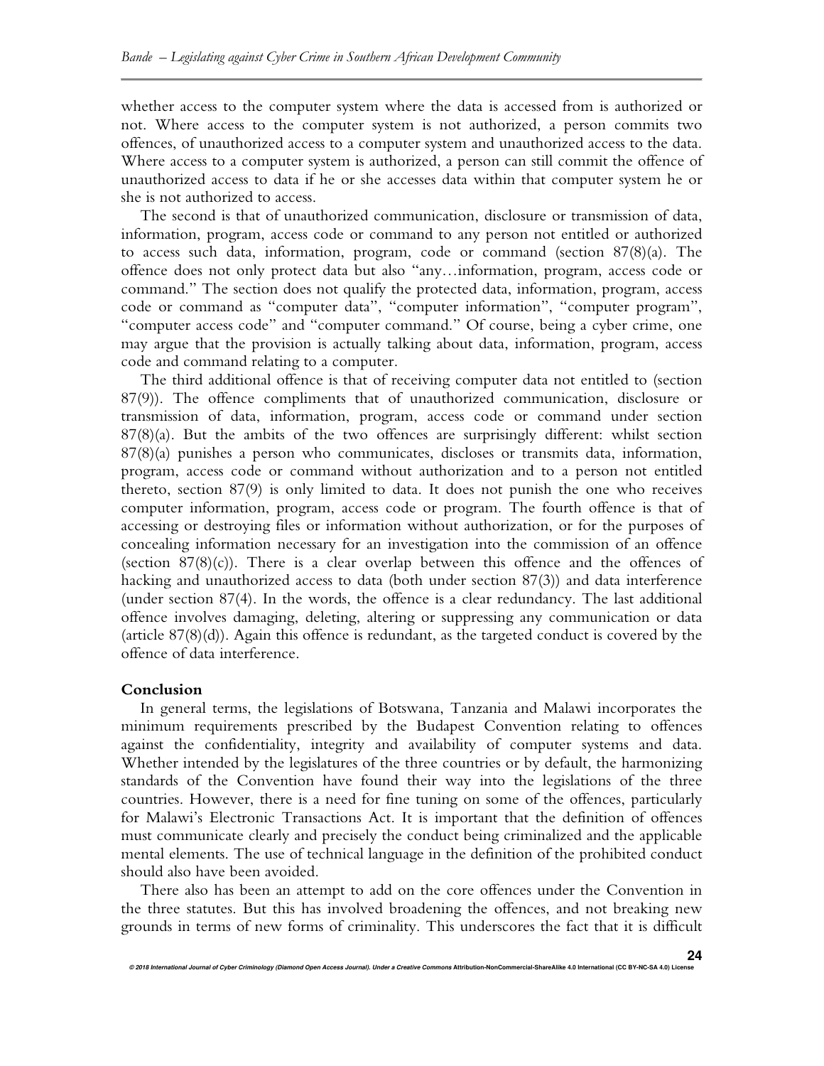whether access to the computer system where the data is accessed from is authorized or not. Where access to the computer system is not authorized, a person commits two offences, of unauthorized access to a computer system and unauthorized access to the data. Where access to a computer system is authorized, a person can still commit the offence of unauthorized access to data if he or she accesses data within that computer system he or she is not authorized to access.

The second is that of unauthorized communication, disclosure or transmission of data, information, program, access code or command to any person not entitled or authorized to access such data, information, program, code or command (section 87(8)(a). The offence does not only protect data but also "any…information, program, access code or command." The section does not qualify the protected data, information, program, access code or command as "computer data", "computer information", "computer program", "computer access code" and "computer command." Of course, being a cyber crime, one may argue that the provision is actually talking about data, information, program, access code and command relating to a computer.

The third additional offence is that of receiving computer data not entitled to (section 87(9)). The offence compliments that of unauthorized communication, disclosure or transmission of data, information, program, access code or command under section 87(8)(a). But the ambits of the two offences are surprisingly different: whilst section 87(8)(a) punishes a person who communicates, discloses or transmits data, information, program, access code or command without authorization and to a person not entitled thereto, section 87(9) is only limited to data. It does not punish the one who receives computer information, program, access code or program. The fourth offence is that of accessing or destroying files or information without authorization, or for the purposes of concealing information necessary for an investigation into the commission of an offence (section 87(8)(c)). There is a clear overlap between this offence and the offences of hacking and unauthorized access to data (both under section 87(3)) and data interference (under section 87(4). In the words, the offence is a clear redundancy. The last additional offence involves damaging, deleting, altering or suppressing any communication or data (article 87(8)(d)). Again this offence is redundant, as the targeted conduct is covered by the offence of data interference.

## Conclusion

In general terms, the legislations of Botswana, Tanzania and Malawi incorporates the minimum requirements prescribed by the Budapest Convention relating to offences against the confidentiality, integrity and availability of computer systems and data. Whether intended by the legislatures of the three countries or by default, the harmonizing standards of the Convention have found their way into the legislations of the three countries. However, there is a need for fine tuning on some of the offences, particularly for Malawi's Electronic Transactions Act. It is important that the definition of offences must communicate clearly and precisely the conduct being criminalized and the applicable mental elements. The use of technical language in the definition of the prohibited conduct should also have been avoided.

There also has been an attempt to add on the core offences under the Convention in the three statutes. But this has involved broadening the offences, and not breaking new grounds in terms of new forms of criminality. This underscores the fact that it is difficult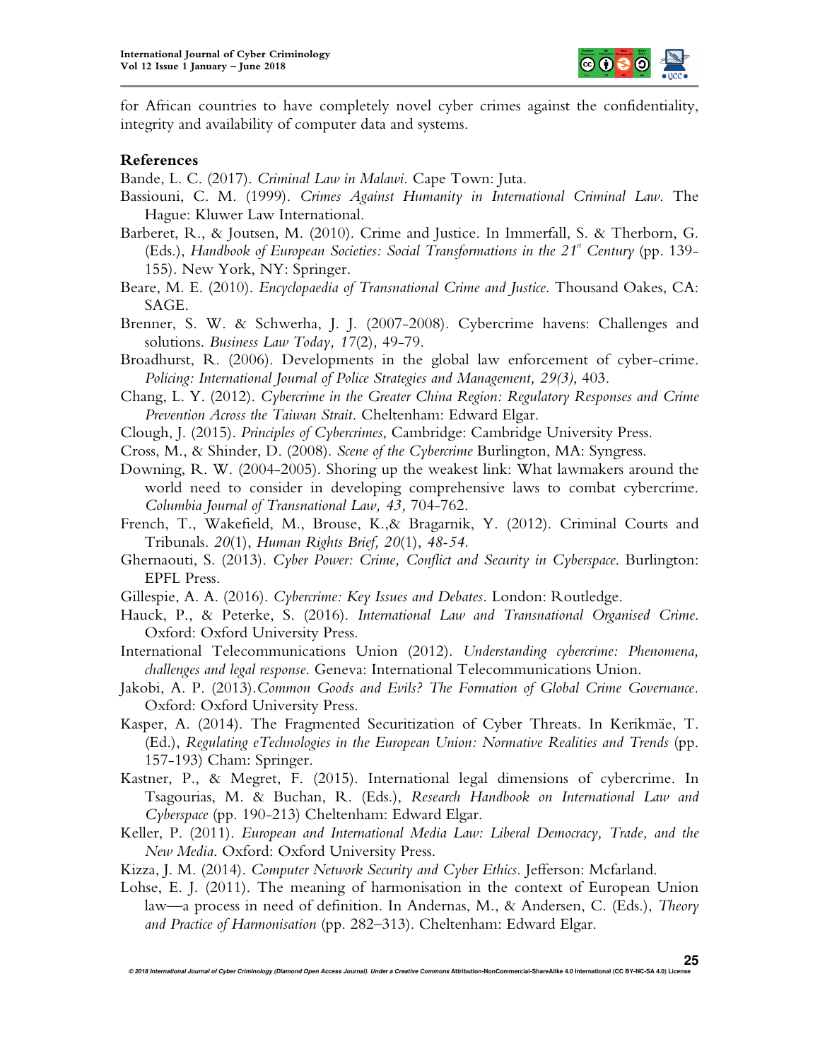for African countries to have completely novel cyber crimes against the confidentiality, integrity and availability of computer data and systems.

**References**

Bande, L. C. (2017). *Criminal Law in Malawi*. Cape Town: Juta.

Bassiouni, C. M. (1999). *Crimes Against Humanity in International Criminal Law*. The Hague: Kluwer Law International.

Barberet, R., & Joutsen, M. (2010). Crime and Justice. In Immerfall, S. & Therborn, G. (Eds.), *Handbook of European Societies: Social Transformations in the 21st Century* (pp. 139-155). New York, NY: Springer.

Beare, M. E. (2010). *Encyclopaedia of Transnational Crime and Justice*. Thousand Oakes, CA: SAGE.

Brenner, S. W. & Schwerha, J. J. (2007-2008). Cybercrime havens: Challenges and solutions. *Business Law Today, 17*(2), 49-79.

Broadhurst, R. (2006). Developments in the global law enforcement of cyber-crime. *Policing: International Journal of Police Strategies and Management, 29(3)*, 403.

Chang, L. Y. (2012). *Cybercrime in the Greater China Region: Regulatory Responses and Crime Prevention Across the Taiwan Strait*. Cheltenham: Edward Elgar.

Clough, J. (2015). *Principles of Cybercrimes*, Cambridge: Cambridge University Press.

Cross, M., & Shinder, D. (2008). *Scene of the Cybercrime* Burlington, MA: Syngress.

Downing, R. W. (2004-2005). Shoring up the weakest link: What lawmakers around the world need to consider in developing comprehensive laws to combat cybercrime. *Columbia Journal of Transnational Law, 43,* 704-762.

French, T., Wakefield, M., Brouse, K.,& Bragarnik, Y. (2012). Criminal Courts and Tribunals. *20*(1), *Human Rights Brief, 20*(1), *48-54.*

Ghernaouti, S. (2013). *Cyber Power: Crime, Conflict and Security in Cyberspace*. Burlington: EPFL Press.

Gillespie, A. A. (2016). *Cybercrime: Key Issues and Debates*. London: Routledge.

Hauck, P., & Peterke, S. (2016). *International Law and Transnational Organised Crime*. Oxford: Oxford University Press.

International Telecommunications Union (2012). *Understanding cybercrime: Phenomena, challenges and legal response*. Geneva: International Telecommunications Union.

Jakobi, A. P. (2013).*Common Goods and Evils? The Formation of Global Crime Governance*. Oxford: Oxford University Press.

Kasper, A. (2014). The Fragmented Securitization of Cyber Threats. In Kerikmäe, T. (Ed.), *Regulating eTechnologies in the European Union: Normative Realities and Trends* (pp. 157-193) Cham: Springer.

Kastner, P., & Megret, F. (2015). International legal dimensions of cybercrime. In Tsagourias, M. & Buchan, R. (Eds.), *Research Handbook on International Law and Cyberspace* (pp. 190-213) Cheltenham: Edward Elgar.

Keller, P. (2011). *European and International Media Law: Liberal Democracy, Trade, and the New Media*. Oxford: Oxford University Press.

Kizza, J. M. (2014). *Computer Network Security and Cyber Ethics*. Jefferson: Mcfarland.

Lohse, E. J. (2011). The meaning of harmonisation in the context of European Union law—a process in need of definition. In Andernas, M., & Andersen, C. (Eds.), *Theory and Practice of Harmonisation* (pp. 282–313). Cheltenham: Edward Elgar.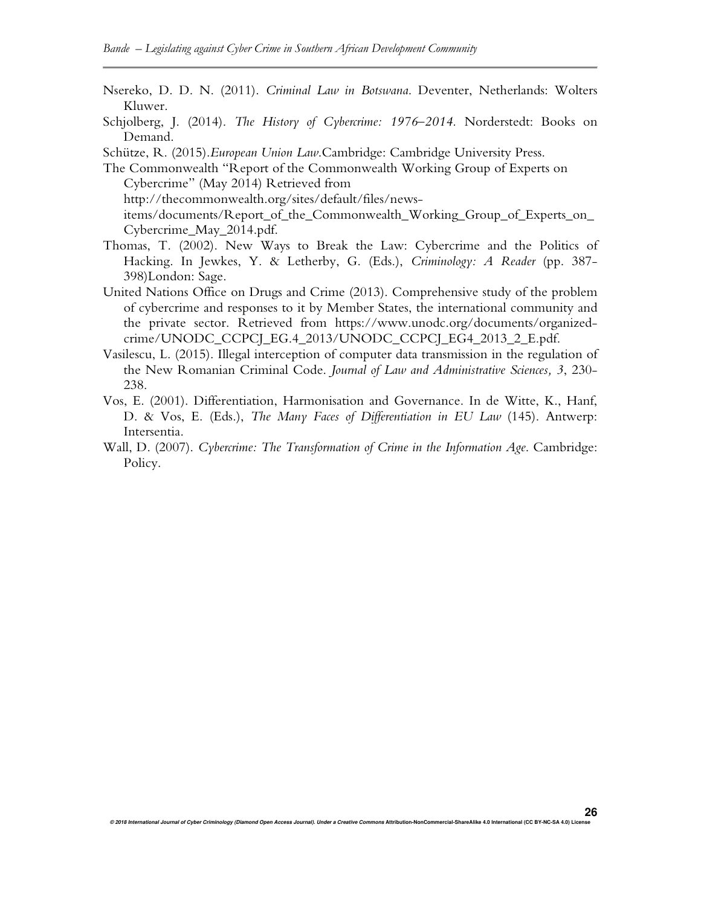Nsereko, D. D. N. (2011). *Criminal Law in Botswana*. Deventer, Netherlands: Wolters Kluwer.

Schjolberg, J. (2014). *The History of Cybercrime: 1976–2014.* Norderstedt: Books on Demand.

Schütze, R. (2015).*European Union Law*.Cambridge: Cambridge University Press.

The Commonwealth "Report of the Commonwealth Working Group of Experts on Cybercrime" (May 2014) Retrieved from http://thecommonwealth.org/sites/default/files/news-items/documents/Report_of_the_Commonwealth_Working_Group_of_Experts_on_Cybercrime_May_2014.pdf.

Thomas, T. (2002). New Ways to Break the Law: Cybercrime and the Politics of Hacking. In Jewkes, Y. & Letherby, G. (Eds.), *Criminology: A Reader* (pp. 387-398)London: Sage.

United Nations Office on Drugs and Crime (2013). Comprehensive study of the problem of cybercrime and responses to it by Member States, the international community and the private sector. Retrieved from https://www.unodc.org/documents/organized-crime/UNODC_CCPCJ_EG.4_2013/UNODC_CCPCJ_EG4_2013_2_E.pdf.

Vasilescu, L. (2015). Illegal interception of computer data transmission in the regulation of the New Romanian Criminal Code. *Journal of Law and Administrative Sciences, 3*, 230-238.

Vos, E. (2001). Differentiation, Harmonisation and Governance. In de Witte, K., Hanf, D. & Vos, E. (Eds.), *The Many Faces of Differentiation in EU Law* (145). Antwerp: Intersentia.

Wall, D. (2007). *Cybercrime: The Transformation of Crime in the Information Age*. Cambridge: Policy.